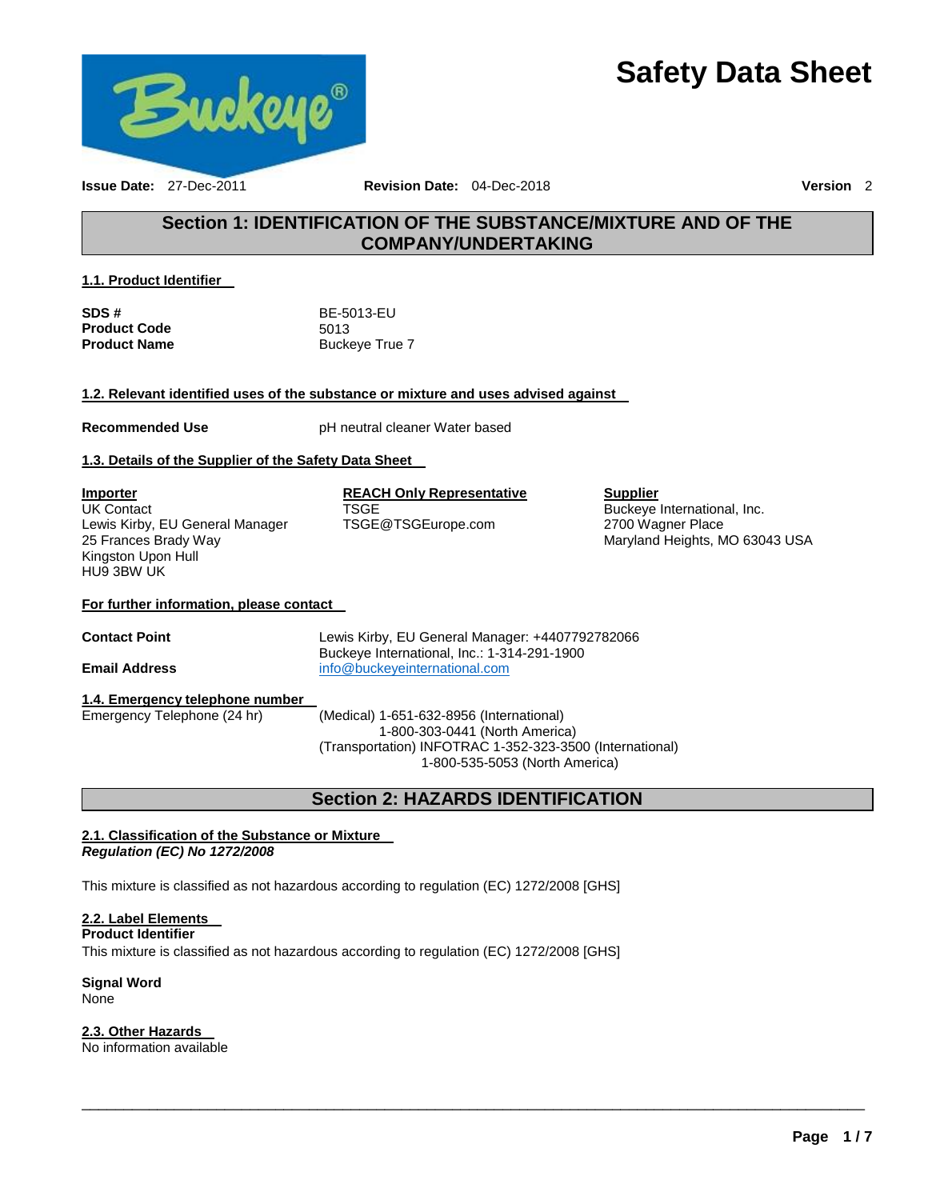# Safety Data Sheet

**Issue Date:** 27-Dec-2011 **Revision Date:** 04-Dec-2018 **Version** 2

## Section 1: IDENTIFICATION OF THE SUBSTANCE/MIXTURE AND OF THE COMPANY/UNDERTAKING

### 1.1. Product Identifier

| | |
|---|---|
| **SDS #** | BE-5013-EU |
| **Product Code** | 5013 |
| **Product Name** | Buckeye True 7 |

### 1.2. Relevant identified uses of the substance or mixture and uses advised against

**Recommended Use** pH neutral cleaner Water based

### 1.3. Details of the Supplier of the Safety Data Sheet

**Importer**
UK Contact
Lewis Kirby, EU General Manager
25 Frances Brady Way
Kingston Upon Hull
HU9 3BW UK

**REACH Only Representative**
TSGE
TSGE@TSGEurope.com

**Supplier**
Buckeye International, Inc.
2700 Wagner Place
Maryland Heights, MO 63043 USA

### For further information, please contact

**Contact Point** Lewis Kirby, EU General Manager: +4407792782066
Buckeye International, Inc.: 1-314-291-1900

**Email Address** info@buckeyeinternational.com

### 1.4. Emergency telephone number

Emergency Telephone (24 hr) (Medical) 1-651-632-8956 (International)
1-800-303-0441 (North America)
(Transportation) INFOTRAC 1-352-323-3500 (International)
1-800-535-5053 (North America)

## Section 2: HAZARDS IDENTIFICATION

### 2.1. Classification of the Substance or Mixture

***Regulation (EC) No 1272/2008***

This mixture is classified as not hazardous according to regulation (EC) 1272/2008 [GHS]

### 2.2. Label Elements

**Product Identifier**
This mixture is classified as not hazardous according to regulation (EC) 1272/2008 [GHS]

**Signal Word**
None

### 2.3. Other Hazards

No information available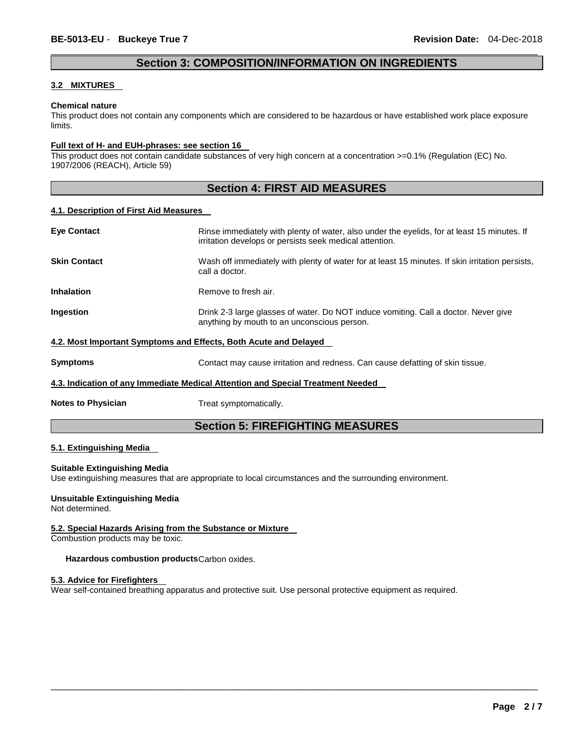## Section 3: COMPOSITION/INFORMATION ON INGREDIENTS

### 3.2 MIXTURES

**Chemical nature**

This product does not contain any components which are considered to be hazardous or have established work place exposure limits.

**Full text of H- and EUH-phrases: see section 16**

This product does not contain candidate substances of very high concern at a concentration >=0.1% (Regulation (EC) No. 1907/2006 (REACH), Article 59)

## Section 4: FIRST AID MEASURES

### 4.1. Description of First Aid Measures

**Eye Contact**
Rinse immediately with plenty of water, also under the eyelids, for at least 15 minutes. If irritation develops or persists seek medical attention.

**Skin Contact**
Wash off immediately with plenty of water for at least 15 minutes. If skin irritation persists, call a doctor.

**Inhalation**
Remove to fresh air.

**Ingestion**
Drink 2-3 large glasses of water. Do NOT induce vomiting. Call a doctor. Never give anything by mouth to an unconscious person.

### 4.2. Most Important Symptoms and Effects, Both Acute and Delayed

**Symptoms**
Contact may cause irritation and redness. Can cause defatting of skin tissue.

### 4.3. Indication of any Immediate Medical Attention and Special Treatment Needed

**Notes to Physician**
Treat symptomatically.

## Section 5: FIREFIGHTING MEASURES

### 5.1. Extinguishing Media

**Suitable Extinguishing Media**

Use extinguishing measures that are appropriate to local circumstances and the surrounding environment.

**Unsuitable Extinguishing Media**

Not determined.

### 5.2. Special Hazards Arising from the Substance or Mixture

Combustion products may be toxic.

**Hazardous combustion products** Carbon oxides.

### 5.3. Advice for Firefighters

Wear self-contained breathing apparatus and protective suit. Use personal protective equipment as required.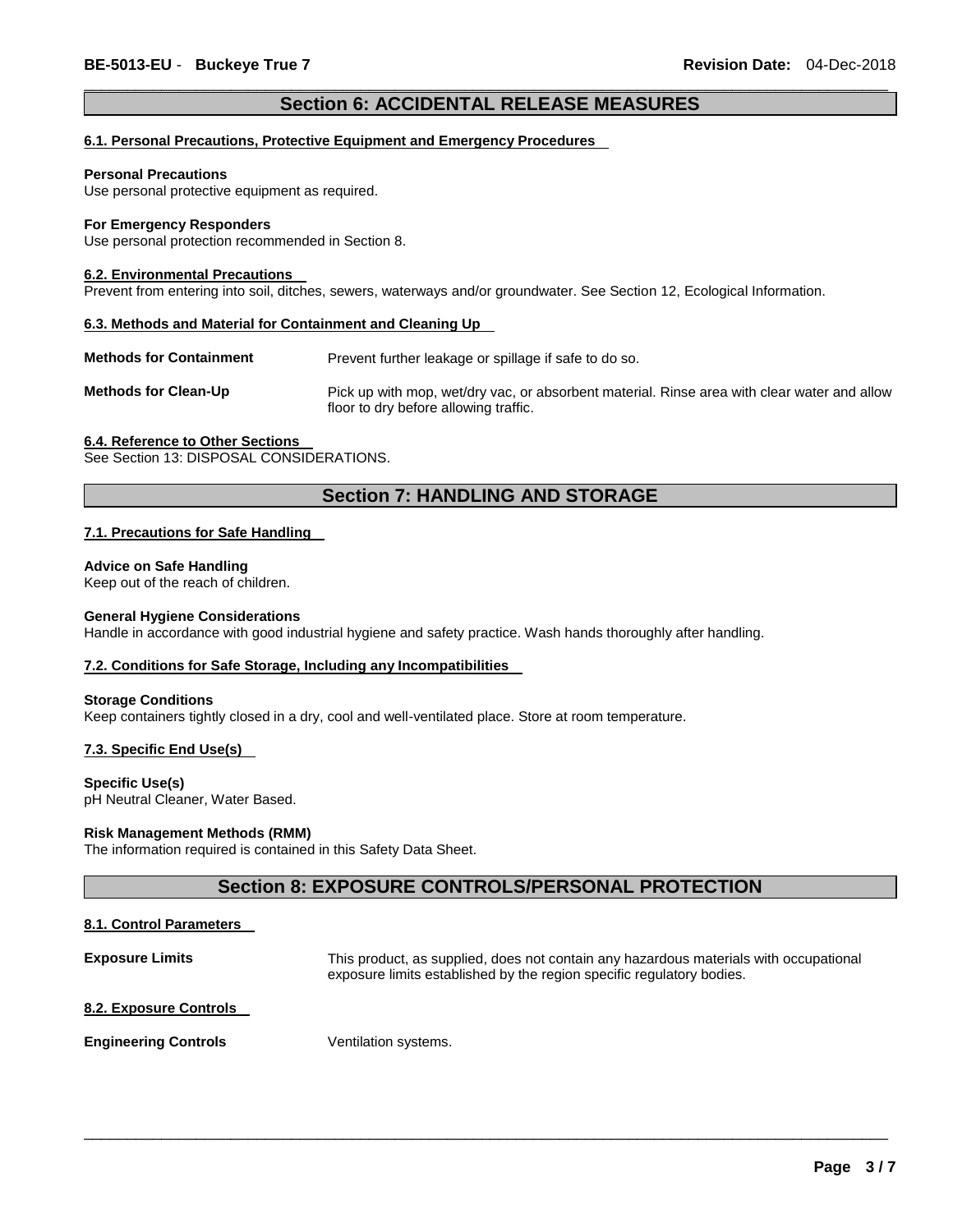## Section 6: ACCIDENTAL RELEASE MEASURES

### 6.1. Personal Precautions, Protective Equipment and Emergency Procedures

**Personal Precautions**
Use personal protective equipment as required.

**For Emergency Responders**
Use personal protection recommended in Section 8.

### 6.2. Environmental Precautions

Prevent from entering into soil, ditches, sewers, waterways and/or groundwater. See Section 12, Ecological Information.

### 6.3. Methods and Material for Containment and Cleaning Up

**Methods for Containment** Prevent further leakage or spillage if safe to do so.

**Methods for Clean-Up** Pick up with mop, wet/dry vac, or absorbent material. Rinse area with clear water and allow floor to dry before allowing traffic.

### 6.4. Reference to Other Sections

See Section 13: DISPOSAL CONSIDERATIONS.

## Section 7: HANDLING AND STORAGE

### 7.1. Precautions for Safe Handling

**Advice on Safe Handling**
Keep out of the reach of children.

**General Hygiene Considerations**
Handle in accordance with good industrial hygiene and safety practice. Wash hands thoroughly after handling.

### 7.2. Conditions for Safe Storage, Including any Incompatibilities

**Storage Conditions**
Keep containers tightly closed in a dry, cool and well-ventilated place. Store at room temperature.

### 7.3. Specific End Use(s)

**Specific Use(s)**
pH Neutral Cleaner, Water Based.

**Risk Management Methods (RMM)**
The information required is contained in this Safety Data Sheet.

## Section 8: EXPOSURE CONTROLS/PERSONAL PROTECTION

### 8.1. Control Parameters

**Exposure Limits** This product, as supplied, does not contain any hazardous materials with occupational exposure limits established by the region specific regulatory bodies.

### 8.2. Exposure Controls

**Engineering Controls** Ventilation systems.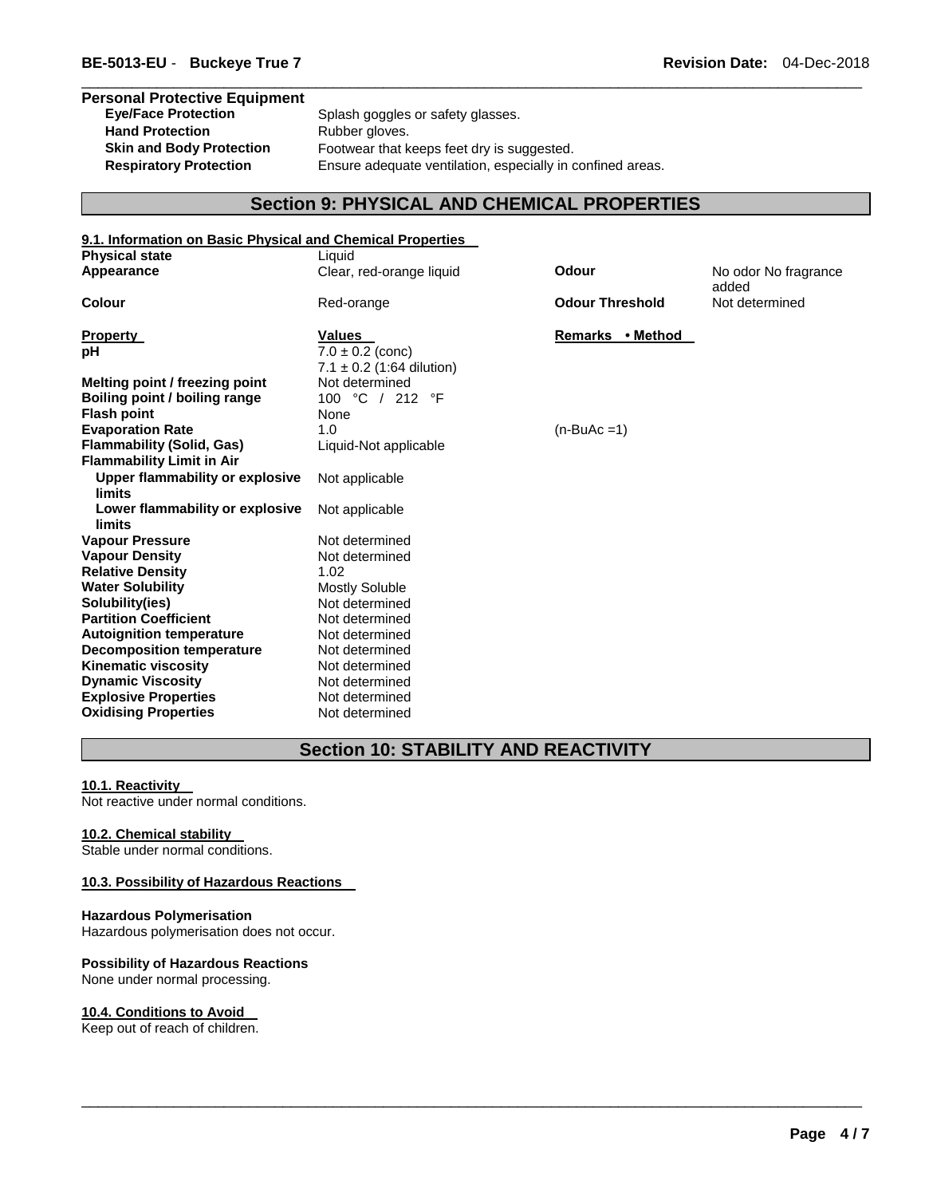**Personal Protective Equipment**

| | |
|---|---|
| **Eye/Face Protection** | Splash goggles or safety glasses. |
| **Hand Protection** | Rubber gloves. |
| **Skin and Body Protection** | Footwear that keeps feet dry is suggested. |
| **Respiratory Protection** | Ensure adequate ventilation, especially in confined areas. |

## Section 9: PHYSICAL AND CHEMICAL PROPERTIES

### 9.1. Information on Basic Physical and Chemical Properties

| | | | |
|---|---|---|---|
| **Physical state** | Liquid | | |
| **Appearance** | Clear, red-orange liquid | **Odour** | No odor No fragrance added |
| **Colour** | Red-orange | **Odour Threshold** | Not determined |

| **Property** | **Values** | **Remarks • Method** |
|---|---|---|
| **pH** | 7.0 ± 0.2 (conc)<br>7.1 ± 0.2 (1:64 dilution) | |
| **Melting point / freezing point** | Not determined | |
| **Boiling point / boiling range** | 100 °C / 212 °F | |
| **Flash point** | None | |
| **Evaporation Rate** | 1.0 | (n-BuAc =1) |
| **Flammability (Solid, Gas)** | Liquid-Not applicable | |
| **Flammability Limit in Air** | | |
| **Upper flammability or explosive limits** | Not applicable | |
| **Lower flammability or explosive limits** | Not applicable | |
| **Vapour Pressure** | Not determined | |
| **Vapour Density** | Not determined | |
| **Relative Density** | 1.02 | |
| **Water Solubility** | Mostly Soluble | |
| **Solubility(ies)** | Not determined | |
| **Partition Coefficient** | Not determined | |
| **Autoignition temperature** | Not determined | |
| **Decomposition temperature** | Not determined | |
| **Kinematic viscosity** | Not determined | |
| **Dynamic Viscosity** | Not determined | |
| **Explosive Properties** | Not determined | |
| **Oxidising Properties** | Not determined | |

## Section 10: STABILITY AND REACTIVITY

### 10.1. Reactivity

Not reactive under normal conditions.

### 10.2. Chemical stability

Stable under normal conditions.

### 10.3. Possibility of Hazardous Reactions

**Hazardous Polymerisation**

Hazardous polymerisation does not occur.

**Possibility of Hazardous Reactions**

None under normal processing.

### 10.4. Conditions to Avoid

Keep out of reach of children.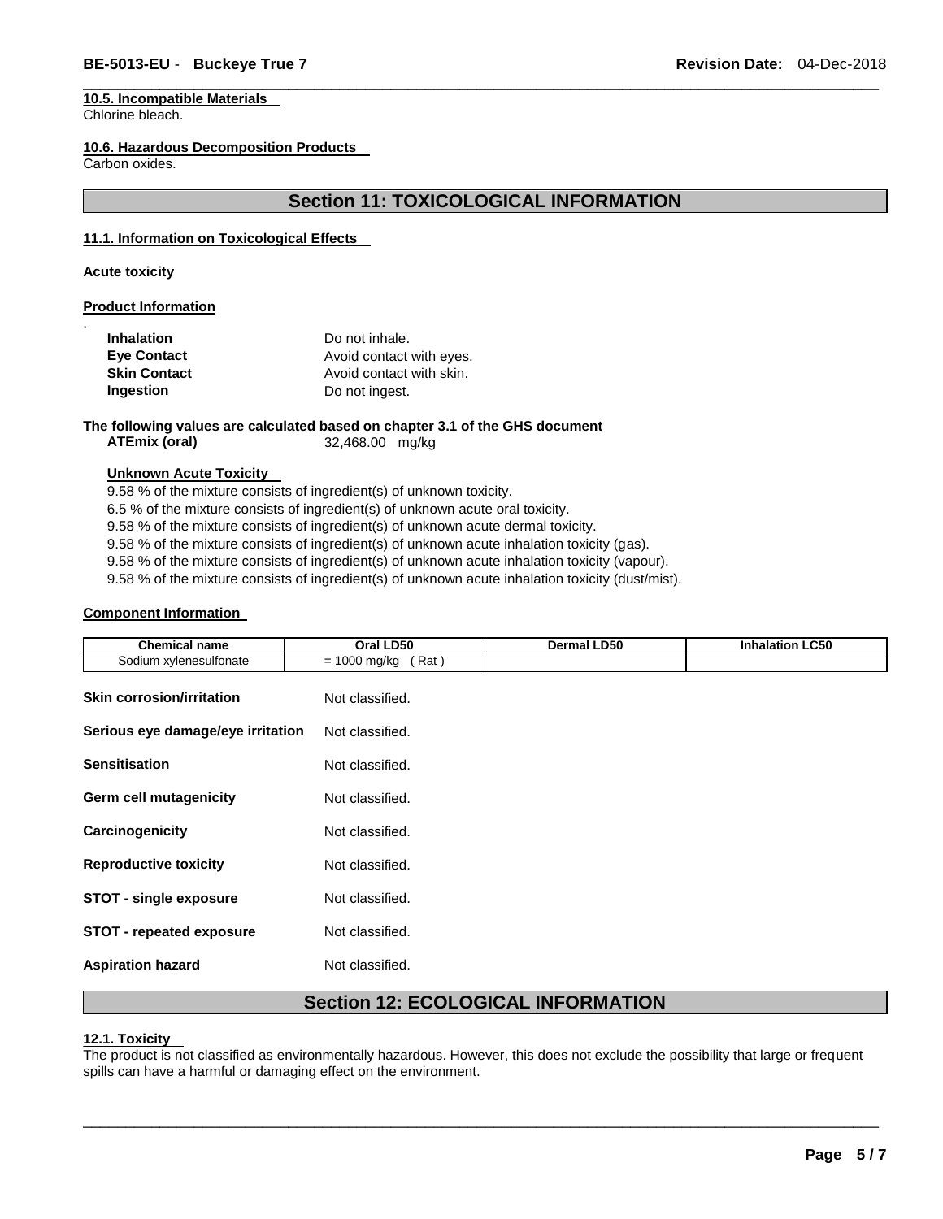**10.5. Incompatible Materials**
Chlorine bleach.

**10.6. Hazardous Decomposition Products**
Carbon oxides.

## Section 11: TOXICOLOGICAL INFORMATION

**11.1. Information on Toxicological Effects**

**Acute toxicity**

**Product Information**

| | |
|---|---|
| **Inhalation** | Do not inhale. |
| **Eye Contact** | Avoid contact with eyes. |
| **Skin Contact** | Avoid contact with skin. |
| **Ingestion** | Do not ingest. |

**The following values are calculated based on chapter 3.1 of the GHS document**

**ATEmix (oral)** 32,468.00 mg/kg

**Unknown Acute Toxicity**

9.58 % of the mixture consists of ingredient(s) of unknown toxicity.
6.5 % of the mixture consists of ingredient(s) of unknown acute oral toxicity.
9.58 % of the mixture consists of ingredient(s) of unknown acute dermal toxicity.
9.58 % of the mixture consists of ingredient(s) of unknown acute inhalation toxicity (gas).
9.58 % of the mixture consists of ingredient(s) of unknown acute inhalation toxicity (vapour).
9.58 % of the mixture consists of ingredient(s) of unknown acute inhalation toxicity (dust/mist).

**Component Information**

| Chemical name | Oral LD50 | Dermal LD50 | Inhalation LC50 |
|---|---|---|---|
| Sodium xylenesulfonate | = 1000 mg/kg ( Rat ) | | |

| | |
|---|---|
| **Skin corrosion/irritation** | Not classified. |
| **Serious eye damage/eye irritation** | Not classified. |
| **Sensitisation** | Not classified. |
| **Germ cell mutagenicity** | Not classified. |
| **Carcinogenicity** | Not classified. |
| **Reproductive toxicity** | Not classified. |
| **STOT - single exposure** | Not classified. |
| **STOT - repeated exposure** | Not classified. |
| **Aspiration hazard** | Not classified. |

## Section 12: ECOLOGICAL INFORMATION

**12.1. Toxicity**
The product is not classified as environmentally hazardous. However, this does not exclude the possibility that large or frequent spills can have a harmful or damaging effect on the environment.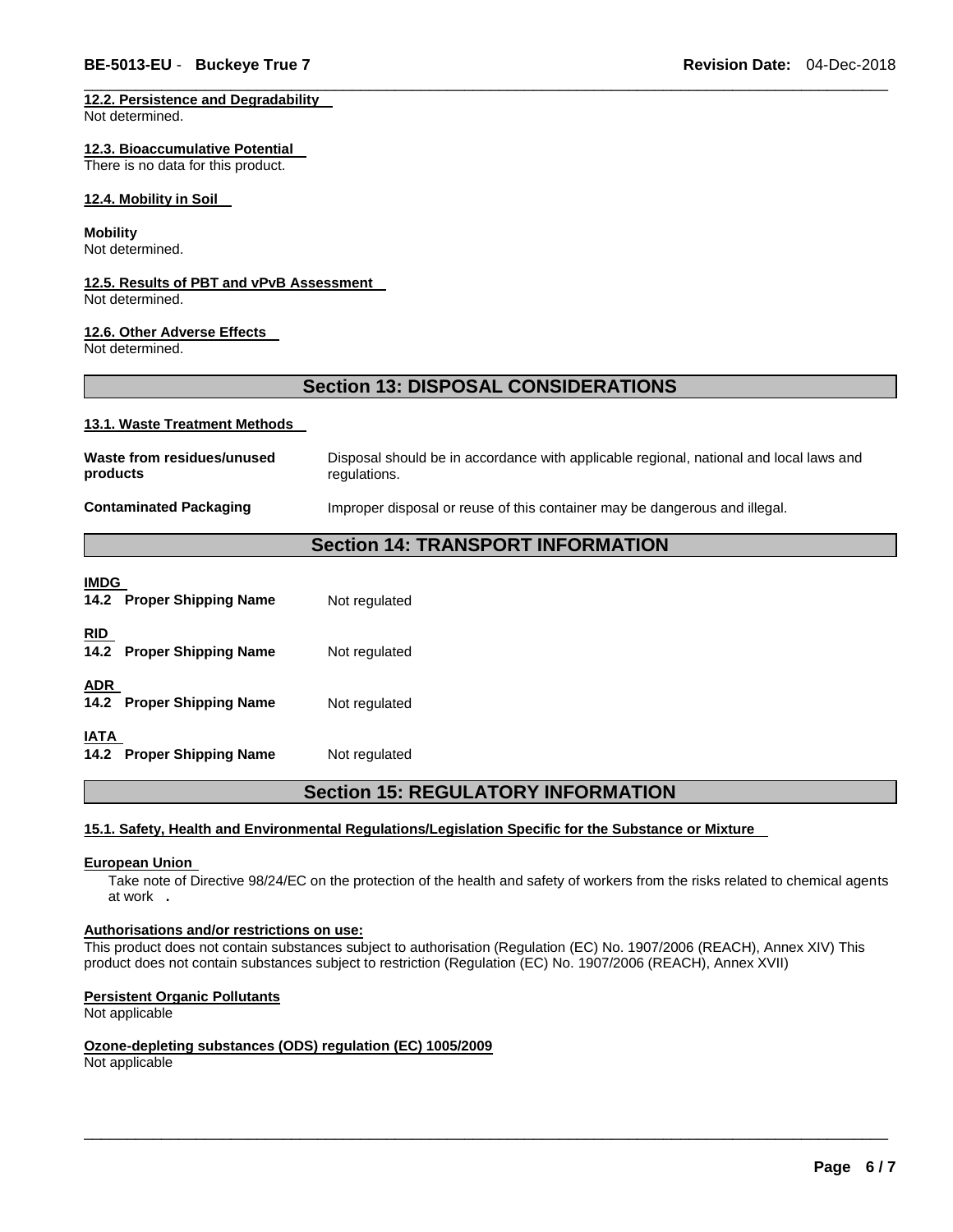#### 12.2. Persistence and Degradability

Not determined.

#### 12.3. Bioaccumulative Potential

There is no data for this product.

#### 12.4. Mobility in Soil

**Mobility**

Not determined.

#### 12.5. Results of PBT and vPvB Assessment

Not determined.

#### 12.6. Other Adverse Effects

Not determined.

## Section 13: DISPOSAL CONSIDERATIONS

#### 13.1. Waste Treatment Methods

| | |
|---|---|
| **Waste from residues/unused products** | Disposal should be in accordance with applicable regional, national and local laws and regulations. |
| **Contaminated Packaging** | Improper disposal or reuse of this container may be dangerous and illegal. |

## Section 14: TRANSPORT INFORMATION

**IMDG**

| | |
|---|---|
| **14.2 Proper Shipping Name** | Not regulated |

**RID**

| | |
|---|---|
| **14.2 Proper Shipping Name** | Not regulated |

**ADR**

| | |
|---|---|
| **14.2 Proper Shipping Name** | Not regulated |

**IATA**

| | |
|---|---|
| **14.2 Proper Shipping Name** | Not regulated |

## Section 15: REGULATORY INFORMATION

#### 15.1. Safety, Health and Environmental Regulations/Legislation Specific for the Substance or Mixture

**European Union**

Take note of Directive 98/24/EC on the protection of the health and safety of workers from the risks related to chemical agents at work **.**

**Authorisations and/or restrictions on use:**

This product does not contain substances subject to authorisation (Regulation (EC) No. 1907/2006 (REACH), Annex XIV) This product does not contain substances subject to restriction (Regulation (EC) No. 1907/2006 (REACH), Annex XVII)

**Persistent Organic Pollutants**

Not applicable

**Ozone-depleting substances (ODS) regulation (EC) 1005/2009**

Not applicable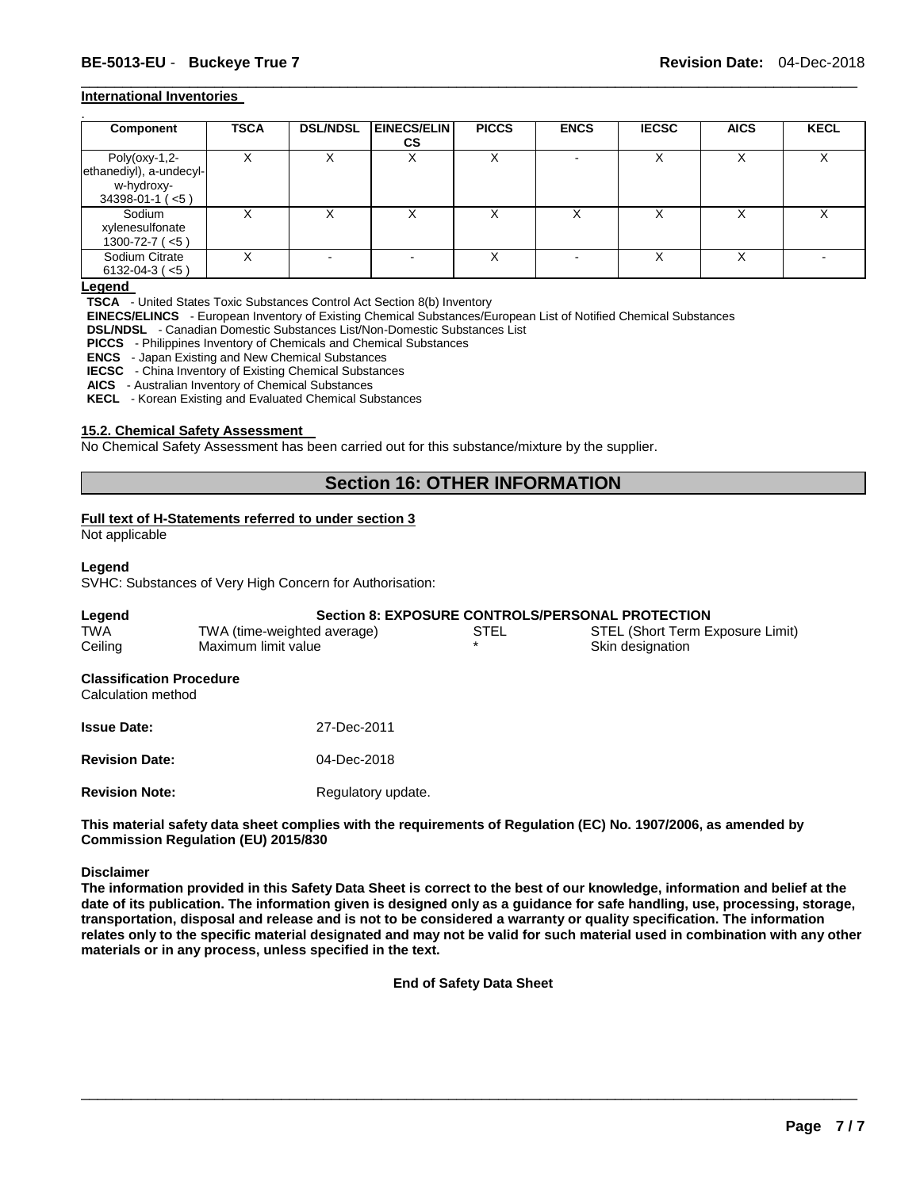**International Inventories**

| Component | TSCA | DSL/NDSL | EINECS/ELINCS | PICCS | ENCS | IECSC | AICS | KECL |
|---|---|---|---|---|---|---|---|---|
| Poly(oxy-1,2-ethanediyl), a-undecyl-w-hydroxy- 34398-01-1 ( <5 ) | X | X | X | X | - | X | X | X |
| Sodium xylenesulfonate 1300-72-7 ( <5 ) | X | X | X | X | X | X | X | X |
| Sodium Citrate 6132-04-3 ( <5 ) | X | - | - | X | - | X | X | - |

**Legend**

**TSCA** - United States Toxic Substances Control Act Section 8(b) Inventory
**EINECS/ELINCS** - European Inventory of Existing Chemical Substances/European List of Notified Chemical Substances
**DSL/NDSL** - Canadian Domestic Substances List/Non-Domestic Substances List
**PICCS** - Philippines Inventory of Chemicals and Chemical Substances
**ENCS** - Japan Existing and New Chemical Substances
**IECSC** - China Inventory of Existing Chemical Substances
**AICS** - Australian Inventory of Chemical Substances
**KECL** - Korean Existing and Evaluated Chemical Substances

**15.2. Chemical Safety Assessment**

No Chemical Safety Assessment has been carried out for this substance/mixture by the supplier.

## Section 16: OTHER INFORMATION

**Full text of H-Statements referred to under section 3**

Not applicable

**Legend**

SVHC: Substances of Very High Concern for Authorisation:

**Legend** **Section 8: EXPOSURE CONTROLS/PERSONAL PROTECTION**

| | | | |
|---|---|---|---|
| TWA | TWA (time-weighted average) | STEL | STEL (Short Term Exposure Limit) |
| Ceiling | Maximum limit value | * | Skin designation |

**Classification Procedure**

Calculation method

**Issue Date:** 27-Dec-2011

**Revision Date:** 04-Dec-2018

**Revision Note:** Regulatory update.

**This material safety data sheet complies with the requirements of Regulation (EC) No. 1907/2006, as amended by Commission Regulation (EU) 2015/830**

**Disclaimer**

**The information provided in this Safety Data Sheet is correct to the best of our knowledge, information and belief at the date of its publication. The information given is designed only as a guidance for safe handling, use, processing, storage, transportation, disposal and release and is not to be considered a warranty or quality specification. The information relates only to the specific material designated and may not be valid for such material used in combination with any other materials or in any process, unless specified in the text.**

**End of Safety Data Sheet**